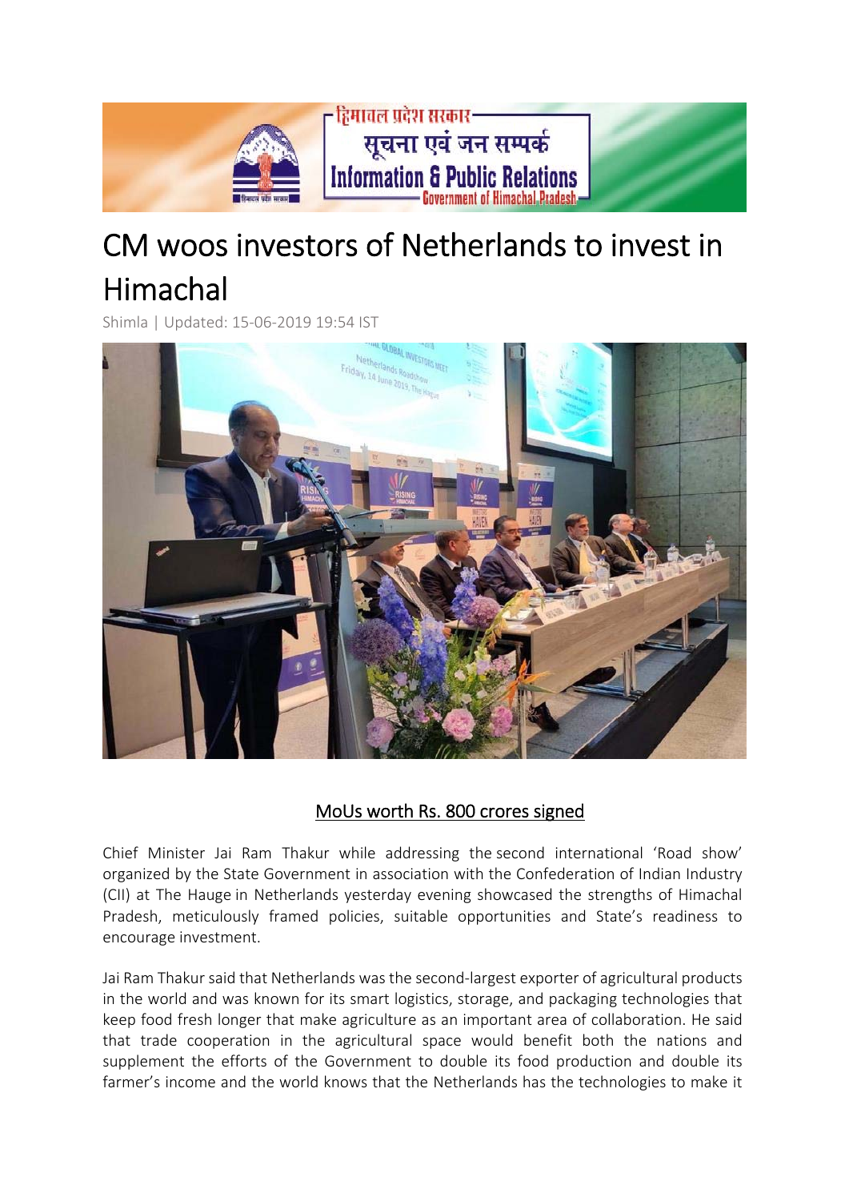# CM woos investors of Netherlands to invest in Himachal

Shimla | Updated: 15-06-2019 19:54 IST

## MoUs worth Rs. 800 crores signed

Chief Minister Jai Ram Thakur while addressing the second international 'Road show' organized by the State Government in association with the Confederation of Indian Industry (CII) at The Hauge in Netherlands yesterday evening showcased the strengths of Himachal Pradesh, meticulously framed policies, suitable opportunities and State's readiness to encourage investment.

Jai Ram Thakur said that Netherlands was the second-largest exporter of agricultural products in the world and was known for its smart logistics, storage, and packaging technologies that keep food fresh longer that make agriculture as an important area of collaboration. He said that trade cooperation in the agricultural space would benefit both the nations and supplement the efforts of the Government to double its food production and double its farmer's income and the world knows that the Netherlands has the technologies to make it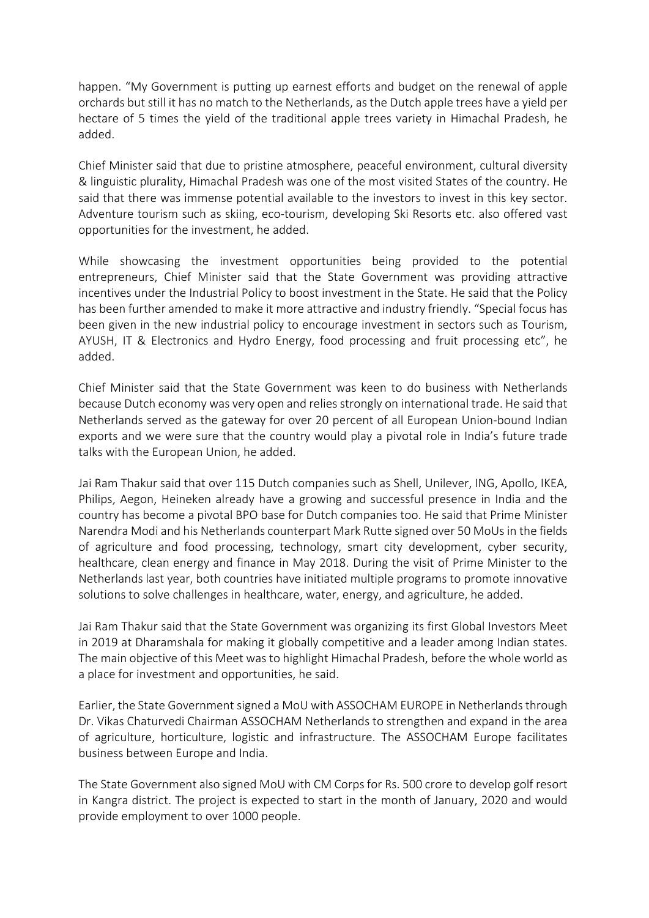happen. "My Government is putting up earnest efforts and budget on the renewal of apple orchards but still it has no match to the Netherlands, as the Dutch apple trees have a yield per hectare of 5 times the yield of the traditional apple trees variety in Himachal Pradesh, he added.

Chief Minister said that due to pristine atmosphere, peaceful environment, cultural diversity & linguistic plurality, Himachal Pradesh was one of the most visited States of the country. He said that there was immense potential available to the investors to invest in this key sector. Adventure tourism such as skiing, eco-tourism, developing Ski Resorts etc. also offered vast opportunities for the investment, he added.

While showcasing the investment opportunities being provided to the potential entrepreneurs, Chief Minister said that the State Government was providing attractive incentives under the Industrial Policy to boost investment in the State. He said that the Policy has been further amended to make it more attractive and industry friendly. "Special focus has been given in the new industrial policy to encourage investment in sectors such as Tourism, AYUSH, IT & Electronics and Hydro Energy, food processing and fruit processing etc", he added.

Chief Minister said that the State Government was keen to do business with Netherlands because Dutch economy was very open and relies strongly on international trade. He said that Netherlands served as the gateway for over 20 percent of all European Union-bound Indian exports and we were sure that the country would play a pivotal role in India's future trade talks with the European Union, he added.

Jai Ram Thakur said that over 115 Dutch companies such as Shell, Unilever, ING, Apollo, IKEA, Philips, Aegon, Heineken already have a growing and successful presence in India and the country has become a pivotal BPO base for Dutch companies too. He said that Prime Minister Narendra Modi and his Netherlands counterpart Mark Rutte signed over 50 MoUs in the fields of agriculture and food processing, technology, smart city development, cyber security, healthcare, clean energy and finance in May 2018. During the visit of Prime Minister to the Netherlands last year, both countries have initiated multiple programs to promote innovative solutions to solve challenges in healthcare, water, energy, and agriculture, he added.

Jai Ram Thakur said that the State Government was organizing its first Global Investors Meet in 2019 at Dharamshala for making it globally competitive and a leader among Indian states. The main objective of this Meet was to highlight Himachal Pradesh, before the whole world as a place for investment and opportunities, he said.

Earlier, the State Government signed a MoU with ASSOCHAM EUROPE in Netherlands through Dr. Vikas Chaturvedi Chairman ASSOCHAM Netherlands to strengthen and expand in the area of agriculture, horticulture, logistic and infrastructure. The ASSOCHAM Europe facilitates business between Europe and India.

The State Government also signed MoU with CM Corps for Rs. 500 crore to develop golf resort in Kangra district. The project is expected to start in the month of January, 2020 and would provide employment to over 1000 people.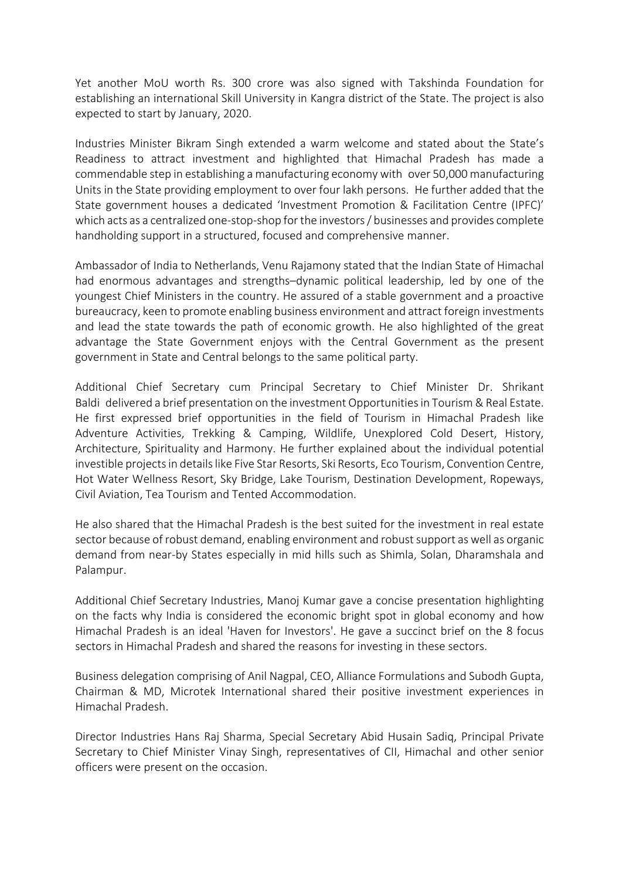Yet another MoU worth Rs. 300 crore was also signed with Takshinda Foundation for establishing an international Skill University in Kangra district of the State. The project is also expected to start by January, 2020.

Industries Minister Bikram Singh extended a warm welcome and stated about the State's Readiness to attract investment and highlighted that Himachal Pradesh has made a commendable step in establishing a manufacturing economy with over 50,000 manufacturing Units in the State providing employment to over four lakh persons. He further added that the State government houses a dedicated 'Investment Promotion & Facilitation Centre (IPFC)' which acts as a centralized one-stop-shop for the investors / businesses and provides complete handholding support in a structured, focused and comprehensive manner.

Ambassador of India to Netherlands, Venu Rajamony stated that the Indian State of Himachal had enormous advantages and strengths–dynamic political leadership, led by one of the youngest Chief Ministers in the country. He assured of a stable government and a proactive bureaucracy, keen to promote enabling business environment and attract foreign investments and lead the state towards the path of economic growth. He also highlighted of the great advantage the State Government enjoys with the Central Government as the present government in State and Central belongs to the same political party.

Additional Chief Secretary cum Principal Secretary to Chief Minister Dr. Shrikant Baldi delivered a brief presentation on the investment Opportunities in Tourism & Real Estate. He first expressed brief opportunities in the field of Tourism in Himachal Pradesh like Adventure Activities, Trekking & Camping, Wildlife, Unexplored Cold Desert, History, Architecture, Spirituality and Harmony. He further explained about the individual potential investible projects in details like Five Star Resorts, Ski Resorts, Eco Tourism, Convention Centre, Hot Water Wellness Resort, Sky Bridge, Lake Tourism, Destination Development, Ropeways, Civil Aviation, Tea Tourism and Tented Accommodation.

He also shared that the Himachal Pradesh is the best suited for the investment in real estate sector because of robust demand, enabling environment and robust support as well as organic demand from near-by States especially in mid hills such as Shimla, Solan, Dharamshala and Palampur.

Additional Chief Secretary Industries, Manoj Kumar gave a concise presentation highlighting on the facts why India is considered the economic bright spot in global economy and how Himachal Pradesh is an ideal 'Haven for Investors'. He gave a succinct brief on the 8 focus sectors in Himachal Pradesh and shared the reasons for investing in these sectors.

Business delegation comprising of Anil Nagpal, CEO, Alliance Formulations and Subodh Gupta, Chairman & MD, Microtek International shared their positive investment experiences in Himachal Pradesh.

Director Industries Hans Raj Sharma, Special Secretary Abid Husain Sadiq, Principal Private Secretary to Chief Minister Vinay Singh, representatives of CII, Himachal and other senior officers were present on the occasion.